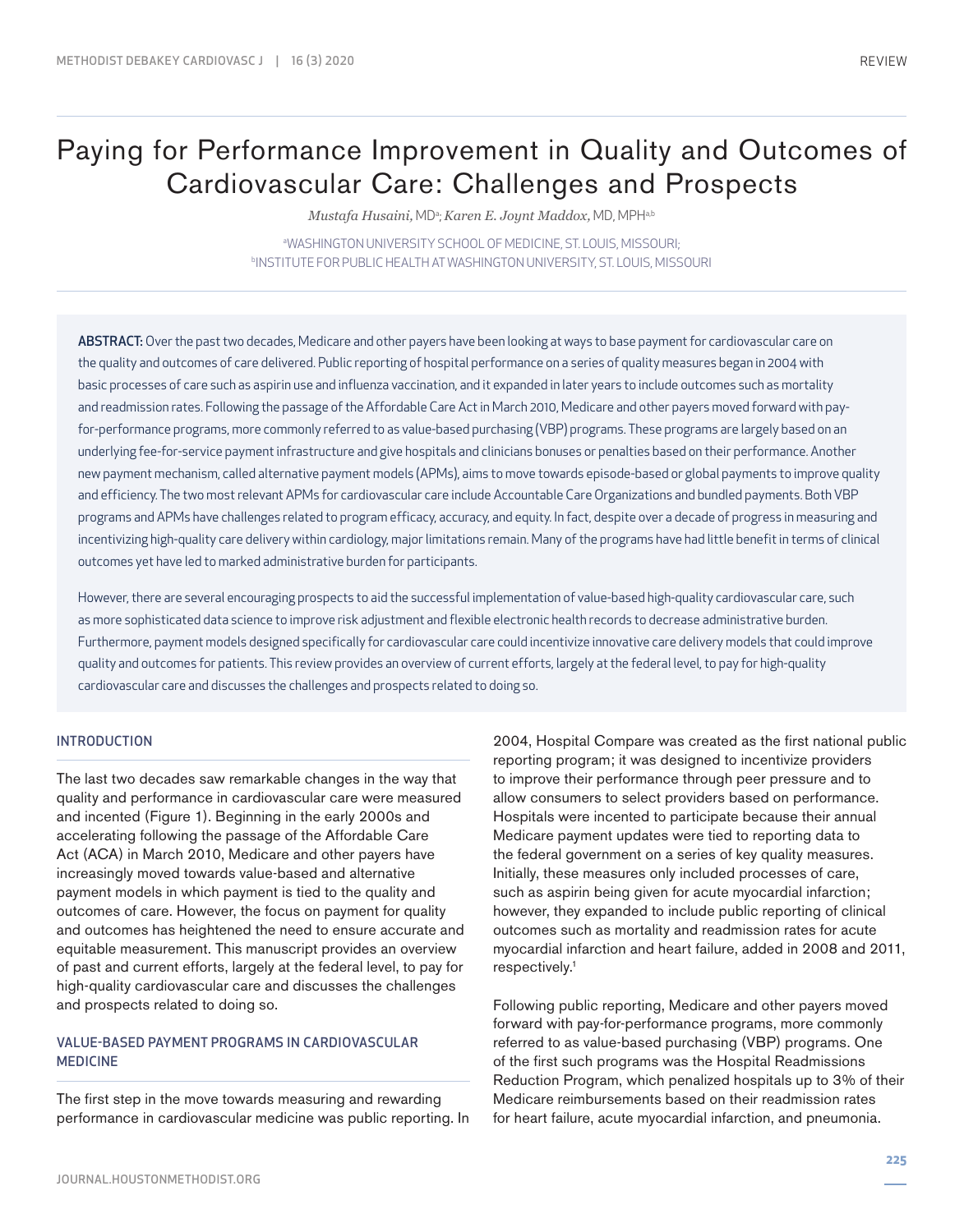# Paying for Performance Improvement in Quality and Outcomes of Cardiovascular Care: Challenges and Prospects

*Mustafa Husaini,* MD[a]; *Karen E. Joynt Maddox,* MD, MPH[a,b]

[a]WASHINGTON UNIVERSITY SCHOOL OF MEDICINE, ST. LOUIS, MISSOURI;
[b]INSTITUTE FOR PUBLIC HEALTH AT WASHINGTON UNIVERSITY, ST. LOUIS, MISSOURI

**ABSTRACT:** Over the past two decades, Medicare and other payers have been looking at ways to base payment for cardiovascular care on the quality and outcomes of care delivered. Public reporting of hospital performance on a series of quality measures began in 2004 with basic processes of care such as aspirin use and influenza vaccination, and it expanded in later years to include outcomes such as mortality and readmission rates. Following the passage of the Affordable Care Act in March 2010, Medicare and other payers moved forward with pay-for-performance programs, more commonly referred to as value-based purchasing (VBP) programs. These programs are largely based on an underlying fee-for-service payment infrastructure and give hospitals and clinicians bonuses or penalties based on their performance. Another new payment mechanism, called alternative payment models (APMs), aims to move towards episode-based or global payments to improve quality and efficiency. The two most relevant APMs for cardiovascular care include Accountable Care Organizations and bundled payments. Both VBP programs and APMs have challenges related to program efficacy, accuracy, and equity. In fact, despite over a decade of progress in measuring and incentivizing high-quality care delivery within cardiology, major limitations remain. Many of the programs have had little benefit in terms of clinical outcomes yet have led to marked administrative burden for participants.

However, there are several encouraging prospects to aid the successful implementation of value-based high-quality cardiovascular care, such as more sophisticated data science to improve risk adjustment and flexible electronic health records to decrease administrative burden. Furthermore, payment models designed specifically for cardiovascular care could incentivize innovative care delivery models that could improve quality and outcomes for patients. This review provides an overview of current efforts, largely at the federal level, to pay for high-quality cardiovascular care and discusses the challenges and prospects related to doing so.

## INTRODUCTION

The last two decades saw remarkable changes in the way that quality and performance in cardiovascular care were measured and incented (Figure 1). Beginning in the early 2000s and accelerating following the passage of the Affordable Care Act (ACA) in March 2010, Medicare and other payers have increasingly moved towards value-based and alternative payment models in which payment is tied to the quality and outcomes of care. However, the focus on payment for quality and outcomes has heightened the need to ensure accurate and equitable measurement. This manuscript provides an overview of past and current efforts, largely at the federal level, to pay for high-quality cardiovascular care and discusses the challenges and prospects related to doing so.

## VALUE-BASED PAYMENT PROGRAMS IN CARDIOVASCULAR MEDICINE

The first step in the move towards measuring and rewarding performance in cardiovascular medicine was public reporting. In 2004, Hospital Compare was created as the first national public reporting program; it was designed to incentivize providers to improve their performance through peer pressure and to allow consumers to select providers based on performance. Hospitals were incented to participate because their annual Medicare payment updates were tied to reporting data to the federal government on a series of key quality measures. Initially, these measures only included processes of care, such as aspirin being given for acute myocardial infarction; however, they expanded to include public reporting of clinical outcomes such as mortality and readmission rates for acute myocardial infarction and heart failure, added in 2008 and 2011, respectively.[1]

Following public reporting, Medicare and other payers moved forward with pay-for-performance programs, more commonly referred to as value-based purchasing (VBP) programs. One of the first such programs was the Hospital Readmissions Reduction Program, which penalized hospitals up to 3% of their Medicare reimbursements based on their readmission rates for heart failure, acute myocardial infarction, and pneumonia.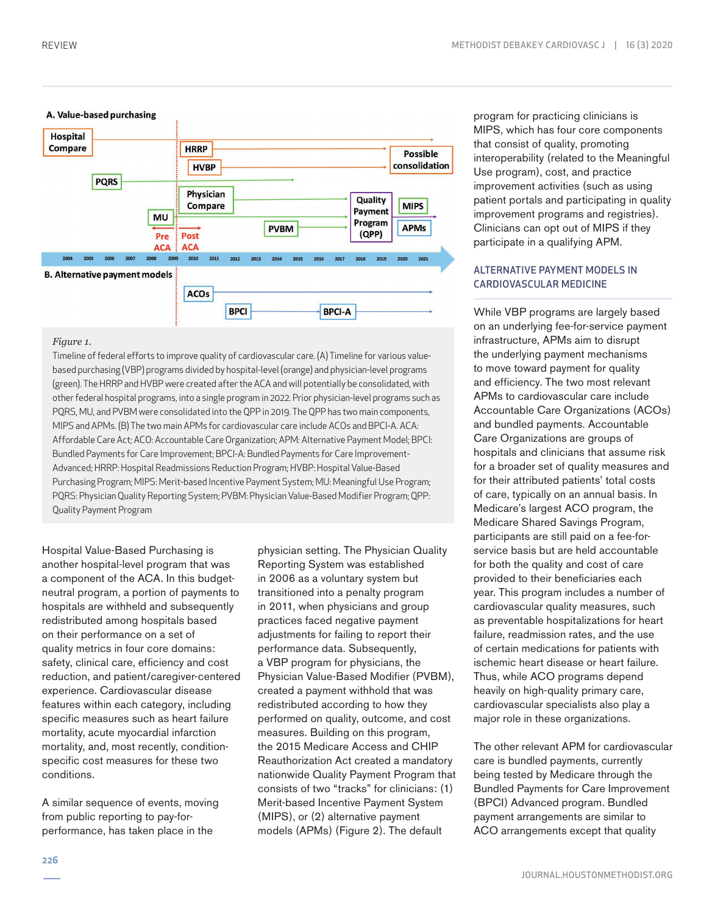Figure 1.
Timeline of federal efforts to improve quality of cardiovascular care. (A) Timeline for various value-based purchasing (VBP) programs divided by hospital-level (orange) and physician-level programs (green). The HRRP and HVBP were created after the ACA and will potentially be consolidated, with other federal hospital programs, into a single program in 2022. Prior physician-level programs such as PQRS, MU, and PVBM were consolidated into the QPP in 2019. The QPP has two main components, MIPS and APMs. (B) The two main APMs for cardiovascular care include ACOs and BPCI-A. ACA: Affordable Care Act; ACO: Accountable Care Organization; APM: Alternative Payment Model; BPCI: Bundled Payments for Care Improvement; BPCI-A: Bundled Payments for Care Improvement-Advanced; HRRP: Hospital Readmissions Reduction Program; HVBP: Hospital Value-Based Purchasing Program; MIPS: Merit-based Incentive Payment System; MU: Meaningful Use Program; PQRS: Physician Quality Reporting System; PVBM: Physician Value-Based Modifier Program; QPP: Quality Payment Program

Hospital Value-Based Purchasing is another hospital-level program that was a component of the ACA. In this budget-neutral program, a portion of payments to hospitals are withheld and subsequently redistributed among hospitals based on their performance on a set of quality metrics in four core domains: safety, clinical care, efficiency and cost reduction, and patient/caregiver-centered experience. Cardiovascular disease features within each category, including specific measures such as heart failure mortality, acute myocardial infarction mortality, and, most recently, condition-specific cost measures for these two conditions.

A similar sequence of events, moving from public reporting to pay-for-performance, has taken place in the physician setting. The Physician Quality Reporting System was established in 2006 as a voluntary system but transitioned into a penalty program in 2011, when physicians and group practices faced negative payment adjustments for failing to report their performance data. Subsequently, a VBP program for physicians, the Physician Value-Based Modifier (PVBM), created a payment withhold that was redistributed according to how they performed on quality, outcome, and cost measures. Building on this program, the 2015 Medicare Access and CHIP Reauthorization Act created a mandatory nationwide Quality Payment Program that consists of two "tracks" for clinicians: (1) Merit-based Incentive Payment System (MIPS), or (2) alternative payment models (APMs) (Figure 2). The default program for practicing clinicians is MIPS, which has four core components that consist of quality, promoting interoperability (related to the Meaningful Use program), cost, and practice improvement activities (such as using patient portals and participating in quality improvement programs and registries). Clinicians can opt out of MIPS if they participate in a qualifying APM.

## ALTERNATIVE PAYMENT MODELS IN CARDIOVASCULAR MEDICINE

While VBP programs are largely based on an underlying fee-for-service payment infrastructure, APMs aim to disrupt the underlying payment mechanisms to move toward payment for quality and efficiency. The two most relevant APMs to cardiovascular care include Accountable Care Organizations (ACOs) and bundled payments. Accountable Care Organizations are groups of hospitals and clinicians that assume risk for a broader set of quality measures and for their attributed patients' total costs of care, typically on an annual basis. In Medicare's largest ACO program, the Medicare Shared Savings Program, participants are still paid on a fee-for-service basis but are held accountable for both the quality and cost of care provided to their beneficiaries each year. This program includes a number of cardiovascular quality measures, such as preventable hospitalizations for heart failure, readmission rates, and the use of certain medications for patients with ischemic heart disease or heart failure. Thus, while ACO programs depend heavily on high-quality primary care, cardiovascular specialists also play a major role in these organizations.

The other relevant APM for cardiovascular care is bundled payments, currently being tested by Medicare through the Bundled Payments for Care Improvement (BPCI) Advanced program. Bundled payment arrangements are similar to ACO arrangements except that quality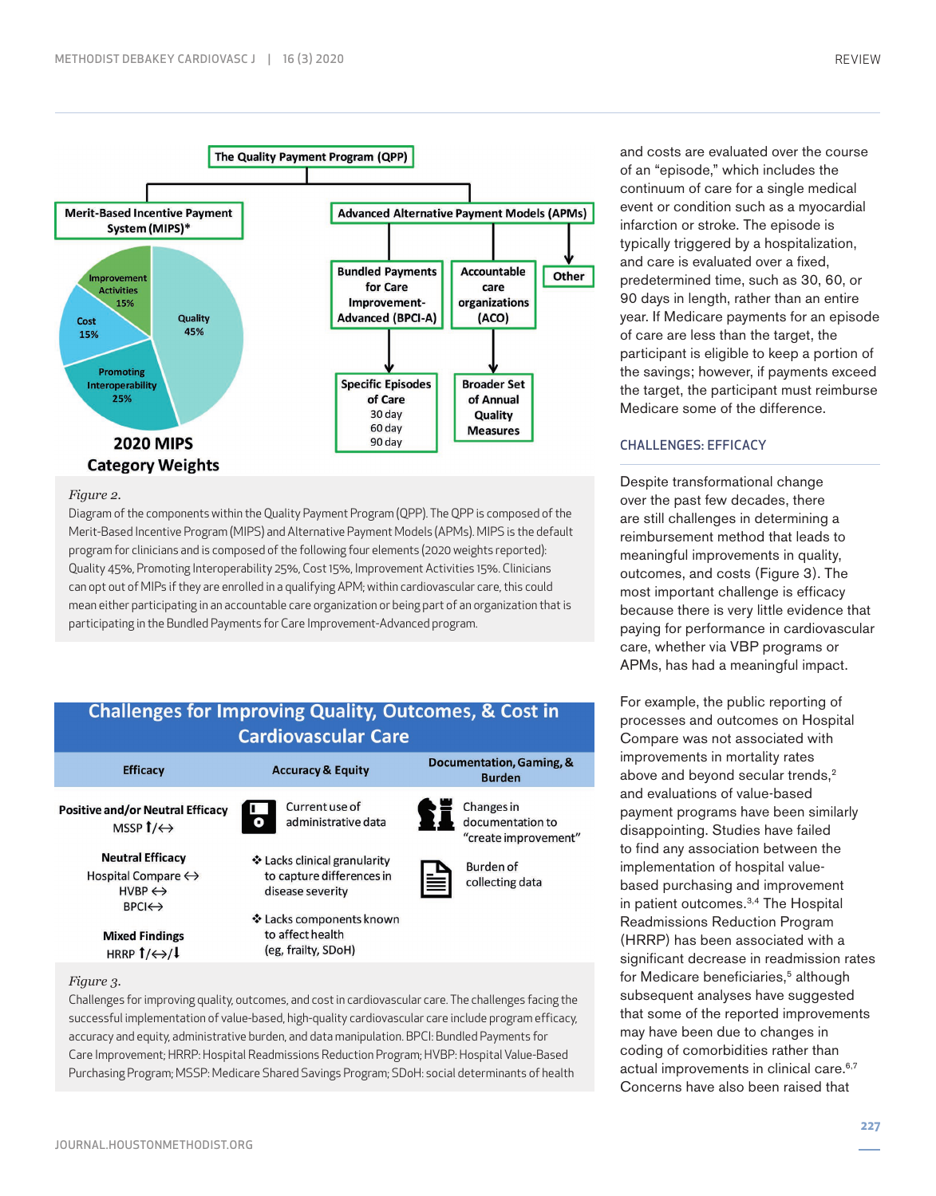The Quality Payment Program (QPP)

Merit-Based Incentive Payment System (MIPS)*

Advanced Alternative Payment Models (APMs)

Improvement Activities 15%

Cost 15%

Quality 45%

Promoting Interoperability 25%

**2020 MIPS Category Weights**

Bundled Payments for Care Improvement-Advanced (BPCI-A)

Accountable care organizations (ACO)

Other

Specific Episodes of Care
30 day
60 day
90 day

Broader Set of Annual Quality Measures

*Figure 2.*
Diagram of the components within the Quality Payment Program (QPP). The QPP is composed of the Merit-Based Incentive Program (MIPS) and Alternative Payment Models (APMs). MIPS is the default program for clinicians and is composed of the following four elements (2020 weights reported): Quality 45%, Promoting Interoperability 25%, Cost 15%, Improvement Activities 15%. Clinicians can opt out of MIPs if they are enrolled in a qualifying APM; within cardiovascular care, this could mean either participating in an accountable care organization or being part of an organization that is participating in the Bundled Payments for Care Improvement-Advanced program.

**Challenges for Improving Quality, Outcomes, & Cost in Cardiovascular Care**

| Efficacy | Accuracy & Equity | Documentation, Gaming, & Burden |
|---|---|---|
| **Positive and/or Neutral Efficacy** MSSP ↑/↔ | Current use of administrative data | Changes in documentation to “create improvement” |
| **Neutral Efficacy** Hospital Compare ↔ HVBP ↔ BPCI↔ | ❖ Lacks clinical granularity to capture differences in disease severity | Burden of collecting data |
| **Mixed Findings** HRRP ↑/↔/↓ | ❖ Lacks components known to affect health (eg, frailty, SDoH) | |

*Figure 3.*
Challenges for improving quality, outcomes, and cost in cardiovascular care. The challenges facing the successful implementation of value-based, high-quality cardiovascular care include program efficacy, accuracy and equity, administrative burden, and data manipulation. BPCI: Bundled Payments for Care Improvement; HRRP: Hospital Readmissions Reduction Program; HVBP: Hospital Value-Based Purchasing Program; MSSP: Medicare Shared Savings Program; SDoH: social determinants of health

and costs are evaluated over the course of an “episode,” which includes the continuum of care for a single medical event or condition such as a myocardial infarction or stroke. The episode is typically triggered by a hospitalization, and care is evaluated over a fixed, predetermined time, such as 30, 60, or 90 days in length, rather than an entire year. If Medicare payments for an episode of care are less than the target, the participant is eligible to keep a portion of the savings; however, if payments exceed the target, the participant must reimburse Medicare some of the difference.

## CHALLENGES: EFFICACY

Despite transformational change over the past few decades, there are still challenges in determining a reimbursement method that leads to meaningful improvements in quality, outcomes, and costs (Figure 3). The most important challenge is efficacy because there is very little evidence that paying for performance in cardiovascular care, whether via VBP programs or APMs, has had a meaningful impact.

For example, the public reporting of processes and outcomes on Hospital Compare was not associated with improvements in mortality rates above and beyond secular trends,[2] and evaluations of value-based payment programs have been similarly disappointing. Studies have failed to find any association between the implementation of hospital value-based purchasing and improvement in patient outcomes.[3,4] The Hospital Readmissions Reduction Program (HRRP) has been associated with a significant decrease in readmission rates for Medicare beneficiaries,[5] although subsequent analyses have suggested that some of the reported improvements may have been due to changes in coding of comorbidities rather than actual improvements in clinical care.[6,7] Concerns have also been raised that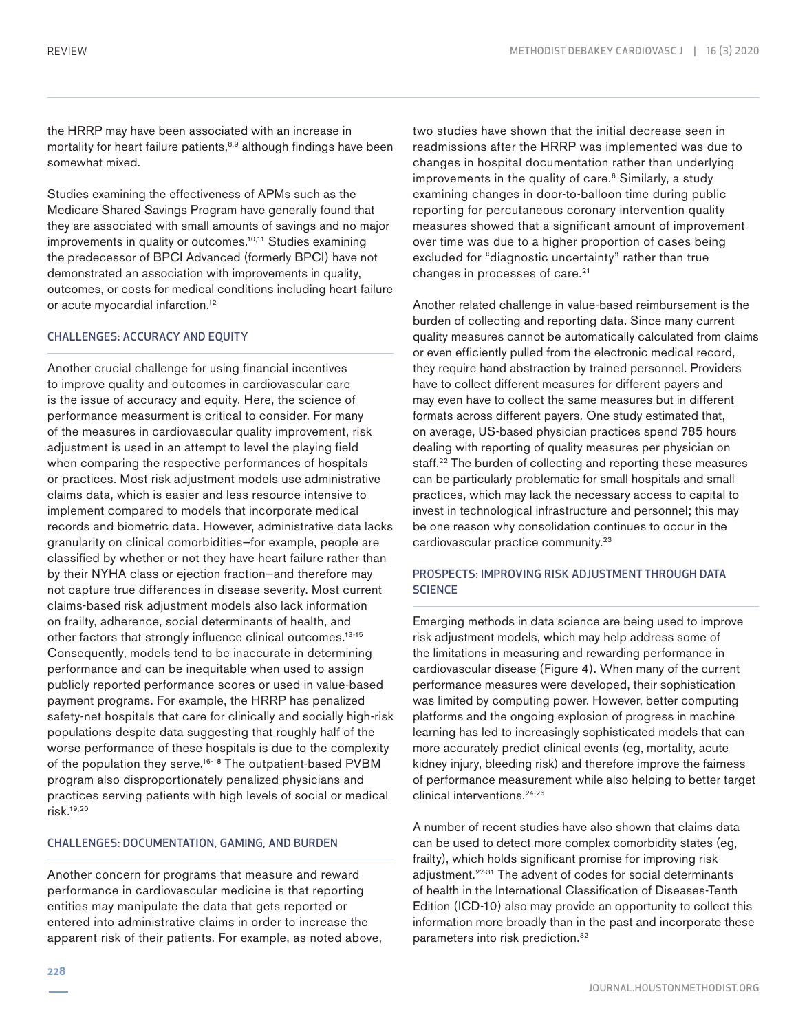the HRRP may have been associated with an increase in mortality for heart failure patients,[8,9] although findings have been somewhat mixed.

Studies examining the effectiveness of APMs such as the Medicare Shared Savings Program have generally found that they are associated with small amounts of savings and no major improvements in quality or outcomes.[10,11] Studies examining the predecessor of BPCI Advanced (formerly BPCI) have not demonstrated an association with improvements in quality, outcomes, or costs for medical conditions including heart failure or acute myocardial infarction.[12]

## CHALLENGES: ACCURACY AND EQUITY

Another crucial challenge for using financial incentives to improve quality and outcomes in cardiovascular care is the issue of accuracy and equity. Here, the science of performance measurment is critical to consider. For many of the measures in cardiovascular quality improvement, risk adjustment is used in an attempt to level the playing field when comparing the respective performances of hospitals or practices. Most risk adjustment models use administrative claims data, which is easier and less resource intensive to implement compared to models that incorporate medical records and biometric data. However, administrative data lacks granularity on clinical comorbidities—for example, people are classified by whether or not they have heart failure rather than by their NYHA class or ejection fraction—and therefore may not capture true differences in disease severity. Most current claims-based risk adjustment models also lack information on frailty, adherence, social determinants of health, and other factors that strongly influence clinical outcomes.[13-15] Consequently, models tend to be inaccurate in determining performance and can be inequitable when used to assign publicly reported performance scores or used in value-based payment programs. For example, the HRRP has penalized safety-net hospitals that care for clinically and socially high-risk populations despite data suggesting that roughly half of the worse performance of these hospitals is due to the complexity of the population they serve.[16-18] The outpatient-based PVBM program also disproportionately penalized physicians and practices serving patients with high levels of social or medical risk.[19,20]

## CHALLENGES: DOCUMENTATION, GAMING, AND BURDEN

Another concern for programs that measure and reward performance in cardiovascular medicine is that reporting entities may manipulate the data that gets reported or entered into administrative claims in order to increase the apparent risk of their patients. For example, as noted above, two studies have shown that the initial decrease seen in readmissions after the HRRP was implemented was due to changes in hospital documentation rather than underlying improvements in the quality of care.[6] Similarly, a study examining changes in door-to-balloon time during public reporting for percutaneous coronary intervention quality measures showed that a significant amount of improvement over time was due to a higher proportion of cases being excluded for "diagnostic uncertainty" rather than true changes in processes of care.[21]

Another related challenge in value-based reimbursement is the burden of collecting and reporting data. Since many current quality measures cannot be automatically calculated from claims or even efficiently pulled from the electronic medical record, they require hand abstraction by trained personnel. Providers have to collect different measures for different payers and may even have to collect the same measures but in different formats across different payers. One study estimated that, on average, US-based physician practices spend 785 hours dealing with reporting of quality measures per physician on staff.[22] The burden of collecting and reporting these measures can be particularly problematic for small hospitals and small practices, which may lack the necessary access to capital to invest in technological infrastructure and personnel; this may be one reason why consolidation continues to occur in the cardiovascular practice community.[23]

## PROSPECTS: IMPROVING RISK ADJUSTMENT THROUGH DATA SCIENCE

Emerging methods in data science are being used to improve risk adjustment models, which may help address some of the limitations in measuring and rewarding performance in cardiovascular disease (Figure 4). When many of the current performance measures were developed, their sophistication was limited by computing power. However, better computing platforms and the ongoing explosion of progress in machine learning has led to increasingly sophisticated models that can more accurately predict clinical events (eg, mortality, acute kidney injury, bleeding risk) and therefore improve the fairness of performance measurement while also helping to better target clinical interventions.[24-26]

A number of recent studies have also shown that claims data can be used to detect more complex comorbidity states (eg, frailty), which holds significant promise for improving risk adjustment.[27-31] The advent of codes for social determinants of health in the International Classification of Diseases-Tenth Edition (ICD-10) also may provide an opportunity to collect this information more broadly than in the past and incorporate these parameters into risk prediction.[32]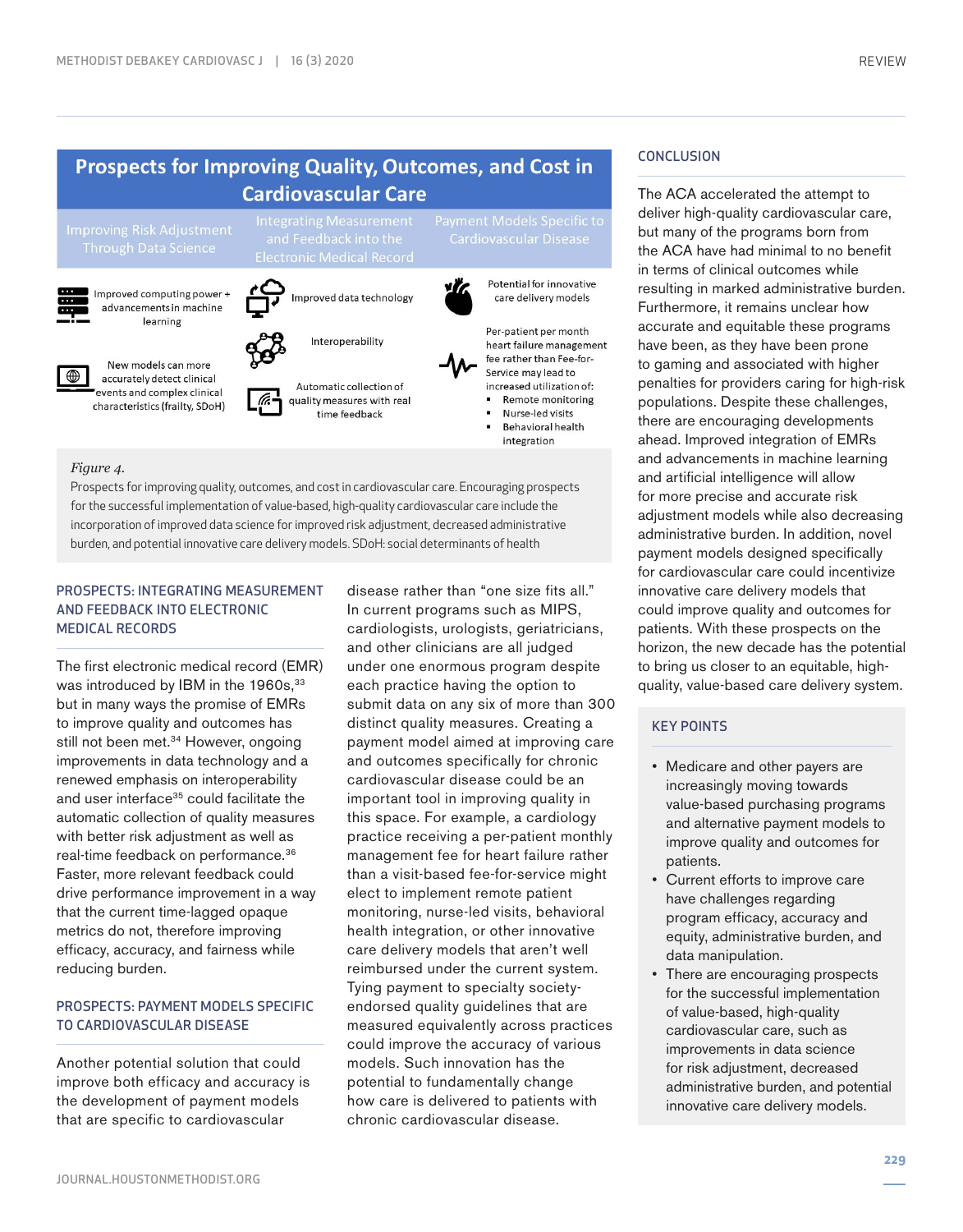## Prospects for Improving Quality, Outcomes, and Cost in Cardiovascular Care

| Improving Risk Adjustment Through Data Science | Integrating Measurement and Feedback into the Electronic Medical Record | Payment Models Specific to Cardiovascular Disease |
| --- | --- | --- |
| Improved computing power + advancements in machine learning | Improved data technology | Potential for innovative care delivery models |
| New models can more accurately detect clinical events and complex clinical characteristics (frailty, SDoH) | Interoperability | Per-patient per month heart failure management fee rather than Fee-for-Service may lead to increased utilization of: <br>▪ Remote monitoring <br>▪ Nurse-led visits <br>▪ Behavioral health integration |
| | Automatic collection of quality measures with real time feedback | |

*Figure 4.*
Prospects for improving quality, outcomes, and cost in cardiovascular care. Encouraging prospects for the successful implementation of value-based, high-quality cardiovascular care include the incorporation of improved data science for improved risk adjustment, decreased administrative burden, and potential innovative care delivery models. SDoH: social determinants of health

## PROSPECTS: INTEGRATING MEASUREMENT AND FEEDBACK INTO ELECTRONIC MEDICAL RECORDS

The first electronic medical record (EMR) was introduced by IBM in the 1960s,[33] but in many ways the promise of EMRs to improve quality and outcomes has still not been met.[34] However, ongoing improvements in data technology and a renewed emphasis on interoperability and user interface[35] could facilitate the automatic collection of quality measures with better risk adjustment as well as real-time feedback on performance.[36] Faster, more relevant feedback could drive performance improvement in a way that the current time-lagged opaque metrics do not, therefore improving efficacy, accuracy, and fairness while reducing burden.

## PROSPECTS: PAYMENT MODELS SPECIFIC TO CARDIOVASCULAR DISEASE

Another potential solution that could improve both efficacy and accuracy is the development of payment models that are specific to cardiovascular disease rather than "one size fits all." In current programs such as MIPS, cardiologists, urologists, geriatricians, and other clinicians are all judged under one enormous program despite each practice having the option to submit data on any six of more than 300 distinct quality measures. Creating a payment model aimed at improving care and outcomes specifically for chronic cardiovascular disease could be an important tool in improving quality in this space. For example, a cardiology practice receiving a per-patient monthly management fee for heart failure rather than a visit-based fee-for-service might elect to implement remote patient monitoring, nurse-led visits, behavioral health integration, or other innovative care delivery models that aren't well reimbursed under the current system. Tying payment to specialty society-endorsed quality guidelines that are measured equivalently across practices could improve the accuracy of various models. Such innovation has the potential to fundamentally change how care is delivered to patients with chronic cardiovascular disease.

## CONCLUSION

The ACA accelerated the attempt to deliver high-quality cardiovascular care, but many of the programs born from the ACA have had minimal to no benefit in terms of clinical outcomes while resulting in marked administrative burden. Furthermore, it remains unclear how accurate and equitable these programs have been, as they have been prone to gaming and associated with higher penalties for providers caring for high-risk populations. Despite these challenges, there are encouraging developments ahead. Improved integration of EMRs and advancements in machine learning and artificial intelligence will allow for more precise and accurate risk adjustment models while also decreasing administrative burden. In addition, novel payment models designed specifically for cardiovascular care could incentivize innovative care delivery models that could improve quality and outcomes for patients. With these prospects on the horizon, the new decade has the potential to bring us closer to an equitable, high-quality, value-based care delivery system.

## KEY POINTS

- Medicare and other payers are increasingly moving towards value-based purchasing programs and alternative payment models to improve quality and outcomes for patients.
- Current efforts to improve care have challenges regarding program efficacy, accuracy and equity, administrative burden, and data manipulation.
- There are encouraging prospects for the successful implementation of value-based, high-quality cardiovascular care, such as improvements in data science for risk adjustment, decreased administrative burden, and potential innovative care delivery models.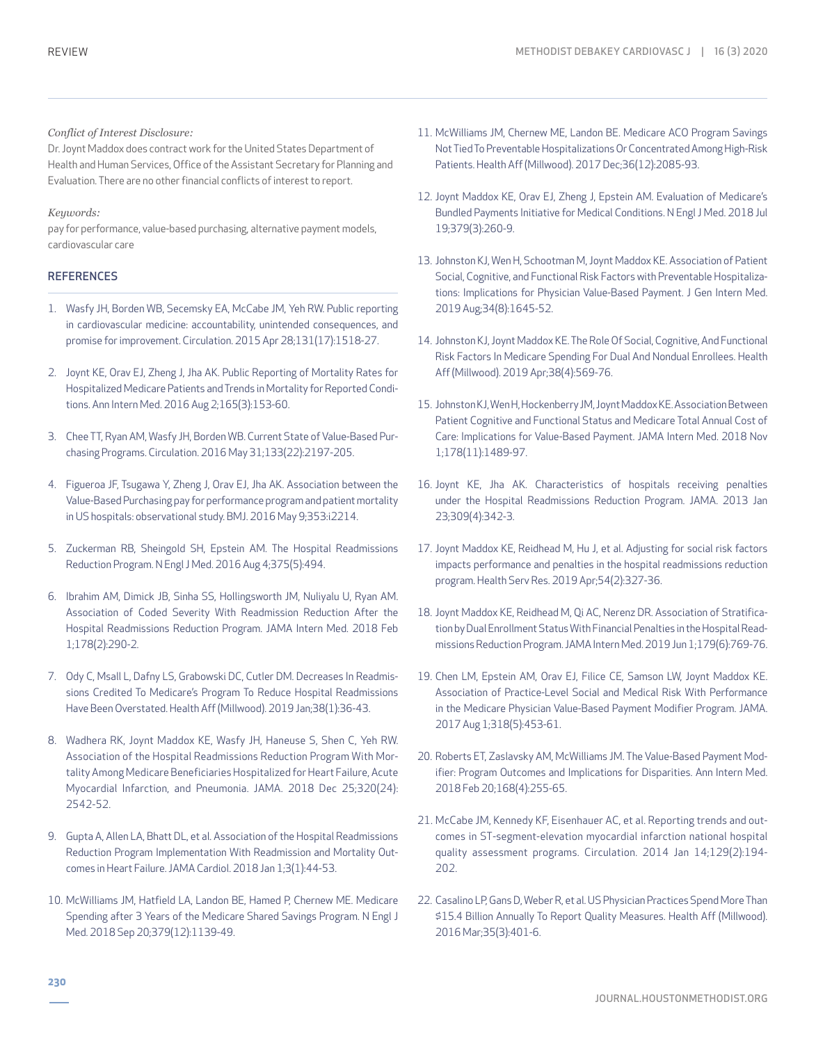*Conflict of Interest Disclosure:*
Dr. Joynt Maddox does contract work for the United States Department of Health and Human Services, Office of the Assistant Secretary for Planning and Evaluation. There are no other financial conflicts of interest to report.

*Keywords:*
pay for performance, value-based purchasing, alternative payment models, cardiovascular care

## REFERENCES

1. Wasfy JH, Borden WB, Secemsky EA, McCabe JM, Yeh RW. Public reporting in cardiovascular medicine: accountability, unintended consequences, and promise for improvement. Circulation. 2015 Apr 28;131(17):1518-27.
2. Joynt KE, Orav EJ, Zheng J, Jha AK. Public Reporting of Mortality Rates for Hospitalized Medicare Patients and Trends in Mortality for Reported Conditions. Ann Intern Med. 2016 Aug 2;165(3):153-60.
3. Chee TT, Ryan AM, Wasfy JH, Borden WB. Current State of Value-Based Purchasing Programs. Circulation. 2016 May 31;133(22):2197-205.
4. Figueroa JF, Tsugawa Y, Zheng J, Orav EJ, Jha AK. Association between the Value-Based Purchasing pay for performance program and patient mortality in US hospitals: observational study. BMJ. 2016 May 9;353:i2214.
5. Zuckerman RB, Sheingold SH, Epstein AM. The Hospital Readmissions Reduction Program. N Engl J Med. 2016 Aug 4;375(5):494.
6. Ibrahim AM, Dimick JB, Sinha SS, Hollingsworth JM, Nuliyalu U, Ryan AM. Association of Coded Severity With Readmission Reduction After the Hospital Readmissions Reduction Program. JAMA Intern Med. 2018 Feb 1;178(2):290-2.
7. Ody C, Msall L, Dafny LS, Grabowski DC, Cutler DM. Decreases In Readmissions Credited To Medicare's Program To Reduce Hospital Readmissions Have Been Overstated. Health Aff (Millwood). 2019 Jan;38(1):36-43.
8. Wadhera RK, Joynt Maddox KE, Wasfy JH, Haneuse S, Shen C, Yeh RW. Association of the Hospital Readmissions Reduction Program With Mortality Among Medicare Beneficiaries Hospitalized for Heart Failure, Acute Myocardial Infarction, and Pneumonia. JAMA. 2018 Dec 25;320(24): 2542-52.
9. Gupta A, Allen LA, Bhatt DL, et al. Association of the Hospital Readmissions Reduction Program Implementation With Readmission and Mortality Outcomes in Heart Failure. JAMA Cardiol. 2018 Jan 1;3(1):44-53.
10. McWilliams JM, Hatfield LA, Landon BE, Hamed P, Chernew ME. Medicare Spending after 3 Years of the Medicare Shared Savings Program. N Engl J Med. 2018 Sep 20;379(12):1139-49.
11. McWilliams JM, Chernew ME, Landon BE. Medicare ACO Program Savings Not Tied To Preventable Hospitalizations Or Concentrated Among High-Risk Patients. Health Aff (Millwood). 2017 Dec;36(12):2085-93.
12. Joynt Maddox KE, Orav EJ, Zheng J, Epstein AM. Evaluation of Medicare's Bundled Payments Initiative for Medical Conditions. N Engl J Med. 2018 Jul 19;379(3):260-9.
13. Johnston KJ, Wen H, Schootman M, Joynt Maddox KE. Association of Patient Social, Cognitive, and Functional Risk Factors with Preventable Hospitalizations: Implications for Physician Value-Based Payment. J Gen Intern Med. 2019 Aug;34(8):1645-52.
14. Johnston KJ, Joynt Maddox KE. The Role Of Social, Cognitive, And Functional Risk Factors In Medicare Spending For Dual And Nondual Enrollees. Health Aff (Millwood). 2019 Apr;38(4):569-76.
15. Johnston KJ, Wen H, Hockenberry JM, Joynt Maddox KE. Association Between Patient Cognitive and Functional Status and Medicare Total Annual Cost of Care: Implications for Value-Based Payment. JAMA Intern Med. 2018 Nov 1;178(11):1489-97.
16. Joynt KE, Jha AK. Characteristics of hospitals receiving penalties under the Hospital Readmissions Reduction Program. JAMA. 2013 Jan 23;309(4):342-3.
17. Joynt Maddox KE, Reidhead M, Hu J, et al. Adjusting for social risk factors impacts performance and penalties in the hospital readmissions reduction program. Health Serv Res. 2019 Apr;54(2):327-36.
18. Joynt Maddox KE, Reidhead M, Qi AC, Nerenz DR. Association of Stratification by Dual Enrollment Status With Financial Penalties in the Hospital Readmissions Reduction Program. JAMA Intern Med. 2019 Jun 1;179(6):769-76.
19. Chen LM, Epstein AM, Orav EJ, Filice CE, Samson LW, Joynt Maddox KE. Association of Practice-Level Social and Medical Risk With Performance in the Medicare Physician Value-Based Payment Modifier Program. JAMA. 2017 Aug 1;318(5):453-61.
20. Roberts ET, Zaslavsky AM, McWilliams JM. The Value-Based Payment Modifier: Program Outcomes and Implications for Disparities. Ann Intern Med. 2018 Feb 20;168(4):255-65.
21. McCabe JM, Kennedy KF, Eisenhauer AC, et al. Reporting trends and outcomes in ST-segment-elevation myocardial infarction national hospital quality assessment programs. Circulation. 2014 Jan 14;129(2):194-202.
22. Casalino LP, Gans D, Weber R, et al. US Physician Practices Spend More Than $15.4 Billion Annually To Report Quality Measures. Health Aff (Millwood). 2016 Mar;35(3):401-6.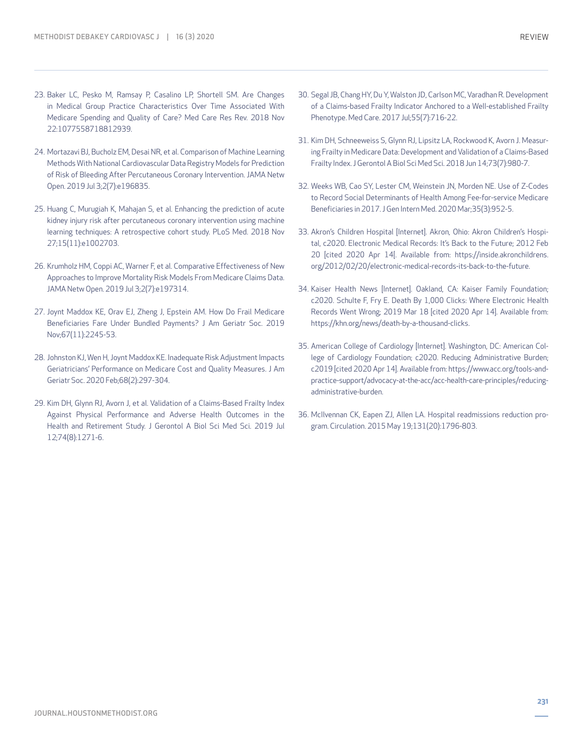23. Baker LC, Pesko M, Ramsay P, Casalino LP, Shortell SM. Are Changes in Medical Group Practice Characteristics Over Time Associated With Medicare Spending and Quality of Care? Med Care Res Rev. 2018 Nov 22:1077558718812939.

24. Mortazavi BJ, Bucholz EM, Desai NR, et al. Comparison of Machine Learning Methods With National Cardiovascular Data Registry Models for Prediction of Risk of Bleeding After Percutaneous Coronary Intervention. JAMA Netw Open. 2019 Jul 3;2(7):e196835.

25. Huang C, Murugiah K, Mahajan S, et al. Enhancing the prediction of acute kidney injury risk after percutaneous coronary intervention using machine learning techniques: A retrospective cohort study. PLoS Med. 2018 Nov 27;15(11):e1002703.

26. Krumholz HM, Coppi AC, Warner F, et al. Comparative Effectiveness of New Approaches to Improve Mortality Risk Models From Medicare Claims Data. JAMA Netw Open. 2019 Jul 3;2(7):e197314.

27. Joynt Maddox KE, Orav EJ, Zheng J, Epstein AM. How Do Frail Medicare Beneficiaries Fare Under Bundled Payments? J Am Geriatr Soc. 2019 Nov;67(11):2245-53.

28. Johnston KJ, Wen H, Joynt Maddox KE. Inadequate Risk Adjustment Impacts Geriatricians' Performance on Medicare Cost and Quality Measures. J Am Geriatr Soc. 2020 Feb;68(2):297-304.

29. Kim DH, Glynn RJ, Avorn J, et al. Validation of a Claims-Based Frailty Index Against Physical Performance and Adverse Health Outcomes in the Health and Retirement Study. J Gerontol A Biol Sci Med Sci. 2019 Jul 12;74(8):1271-6.

30. Segal JB, Chang HY, Du Y, Walston JD, Carlson MC, Varadhan R. Development of a Claims-based Frailty Indicator Anchored to a Well-established Frailty Phenotype. Med Care. 2017 Jul;55(7):716-22.

31. Kim DH, Schneeweiss S, Glynn RJ, Lipsitz LA, Rockwood K, Avorn J. Measuring Frailty in Medicare Data: Development and Validation of a Claims-Based Frailty Index. J Gerontol A Biol Sci Med Sci. 2018 Jun 14;73(7):980-7.

32. Weeks WB, Cao SY, Lester CM, Weinstein JN, Morden NE. Use of Z-Codes to Record Social Determinants of Health Among Fee-for-service Medicare Beneficiaries in 2017. J Gen Intern Med. 2020 Mar;35(3):952-5.

33. Akron's Children Hospital [Internet]. Akron, Ohio: Akron Children's Hospital, c2020. Electronic Medical Records: It's Back to the Future; 2012 Feb 20 [cited 2020 Apr 14[. Available from: https://inside.akronchildrens.org/2012/02/20/electronic-medical-records-its-back-to-the-future.

34. Kaiser Health News [Internet]. Oakland, CA: Kaiser Family Foundation; c2020. Schulte F, Fry E. Death By 1,000 Clicks: Where Electronic Health Records Went Wrong; 2019 Mar 18 [cited 2020 Apr 14]. Available from: https://khn.org/news/death-by-a-thousand-clicks.

35. American College of Cardiology [Internet]. Washington, DC: American College of Cardiology Foundation; c2020. Reducing Administrative Burden; c2019 [cited 2020 Apr 14]. Available from: https://www.acc.org/tools-and-practice-support/advocacy-at-the-acc/acc-health-care-principles/reducing-administrative-burden.

36. McIlvennan CK, Eapen ZJ, Allen LA. Hospital readmissions reduction program. Circulation. 2015 May 19;131(20):1796-803.